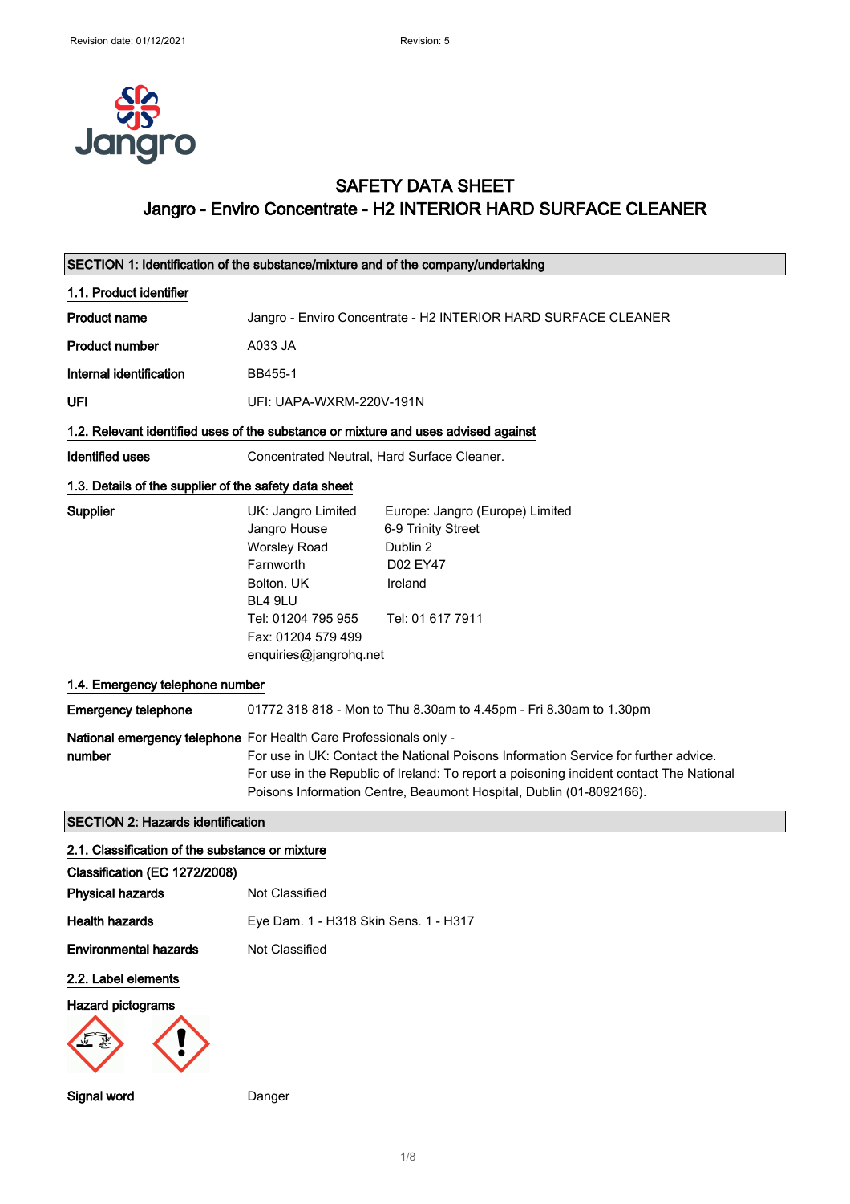# SAFETY DATA SHEET
## Jangro - Enviro Concentrate - H2 INTERIOR HARD SURFACE CLEANER

## SECTION 1: Identification of the substance/mixture and of the company/undertaking

### 1.1. Product identifier

**Product name** Jangro - Enviro Concentrate - H2 INTERIOR HARD SURFACE CLEANER

**Product number** A033 JA

**Internal identification** BB455-1

**UFI** UFI: UAPA-WXRM-220V-191N

### 1.2. Relevant identified uses of the substance or mixture and uses advised against

**Identified uses** Concentrated Neutral, Hard Surface Cleaner.

### 1.3. Details of the supplier of the safety data sheet

**Supplier**

UK: Jangro Limited
Jangro House
Worsley Road
Farnworth
Bolton. UK
BL4 9LU
Tel: 01204 795 955
Fax: 01204 579 499
enquiries@jangrohq.net

Europe: Jangro (Europe) Limited
6-9 Trinity Street
Dublin 2
D02 EY47
Ireland
Tel: 01 617 7911

### 1.4. Emergency telephone number

**Emergency telephone** 01772 318 818 - Mon to Thu 8.30am to 4.45pm - Fri 8.30am to 1.30pm

**National emergency telephone number** For Health Care Professionals only -
For use in UK: Contact the National Poisons Information Service for further advice.
For use in the Republic of Ireland: To report a poisoning incident contact The National Poisons Information Centre, Beaumont Hospital, Dublin (01-8092166).

## SECTION 2: Hazards identification

### 2.1. Classification of the substance or mixture

**Classification (EC 1272/2008)**

**Physical hazards** Not Classified

**Health hazards** Eye Dam. 1 - H318 Skin Sens. 1 - H317

**Environmental hazards** Not Classified

### 2.2. Label elements

**Hazard pictograms**

**Signal word** Danger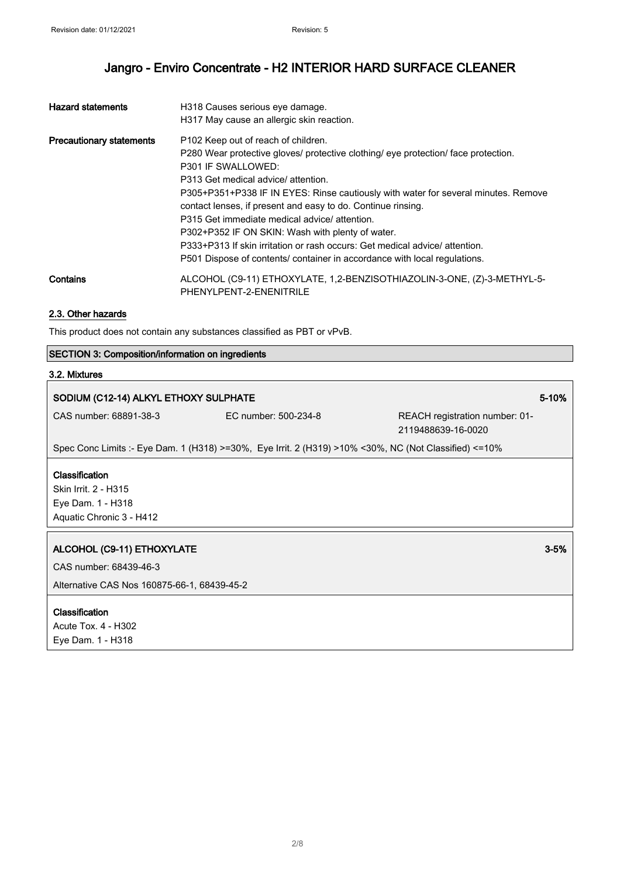| Hazard statements | H318 Causes serious eye damage.<br>H317 May cause an allergic skin reaction. |
| --- | --- |
| Precautionary statements | P102 Keep out of reach of children.<br>P280 Wear protective gloves/ protective clothing/ eye protection/ face protection.<br>P301 IF SWALLOWED:<br>P313 Get medical advice/ attention.<br>P305+P351+P338 IF IN EYES: Rinse cautiously with water for several minutes. Remove contact lenses, if present and easy to do. Continue rinsing.<br>P315 Get immediate medical advice/ attention.<br>P302+P352 IF ON SKIN: Wash with plenty of water.<br>P333+P313 If skin irritation or rash occurs: Get medical advice/ attention.<br>P501 Dispose of contents/ container in accordance with local regulations. |
| Contains | ALCOHOL (C9-11) ETHOXYLATE, 1,2-BENZISOTHIAZOLIN-3-ONE, (Z)-3-METHYL-5-PHENYLPENT-2-ENENITRILE |

### 2.3. Other hazards

This product does not contain any substances classified as PBT or vPvB.

## SECTION 3: Composition/information on ingredients

### 3.2. Mixtures

**SODIUM (C12-14) ALKYL ETHOXY SULPHATE** 5-10%

CAS number: 68891-38-3 | EC number: 500-234-8 | REACH registration number: 01-2119488639-16-0020

Spec Conc Limits :- Eye Dam. 1 (H318) >=30%, Eye Irrit. 2 (H319) >10% <30%, NC (Not Classified) <=10%

**Classification**

Skin Irrit. 2 - H315
Eye Dam. 1 - H318
Aquatic Chronic 3 - H412

**ALCOHOL (C9-11) ETHOXYLATE** 3-5%

CAS number: 68439-46-3

Alternative CAS Nos 160875-66-1, 68439-45-2

**Classification**

Acute Tox. 4 - H302
Eye Dam. 1 - H318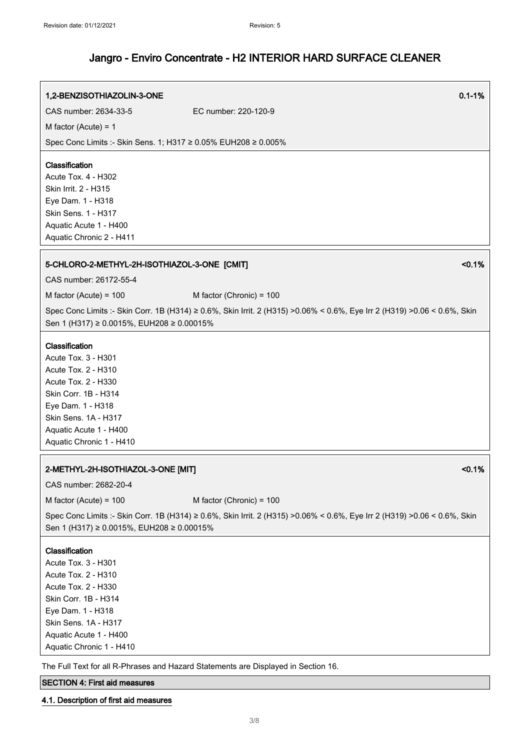**1,2-BENZISOTHIAZOLIN-3-ONE** 0.1-1%

CAS number: 2634-33-5 EC number: 220-120-9

M factor (Acute) = 1

Spec Conc Limits :- Skin Sens. 1; H317 ≥ 0.05% EUH208 ≥ 0.005%

**Classification**

Acute Tox. 4 - H302
Skin Irrit. 2 - H315
Eye Dam. 1 - H318
Skin Sens. 1 - H317
Aquatic Acute 1 - H400
Aquatic Chronic 2 - H411

**5-CHLORO-2-METHYL-2H-ISOTHIAZOL-3-ONE [CMIT]** <0.1%

CAS number: 26172-55-4

M factor (Acute) = 100 M factor (Chronic) = 100

Spec Conc Limits :- Skin Corr. 1B (H314) ≥ 0.6%, Skin Irrit. 2 (H315) >0.06% < 0.6%, Eye Irr 2 (H319) >0.06 < 0.6%, Skin Sen 1 (H317) ≥ 0.0015%, EUH208 ≥ 0.00015%

**Classification**

Acute Tox. 3 - H301
Acute Tox. 2 - H310
Acute Tox. 2 - H330
Skin Corr. 1B - H314
Eye Dam. 1 - H318
Skin Sens. 1A - H317
Aquatic Acute 1 - H400
Aquatic Chronic 1 - H410

**2-METHYL-2H-ISOTHIAZOL-3-ONE [MIT]** <0.1%

CAS number: 2682-20-4

M factor (Acute) = 100 M factor (Chronic) = 100

Spec Conc Limits :- Skin Corr. 1B (H314) ≥ 0.6%, Skin Irrit. 2 (H315) >0.06% < 0.6%, Eye Irr 2 (H319) >0.06 < 0.6%, Skin Sen 1 (H317) ≥ 0.0015%, EUH208 ≥ 0.00015%

**Classification**

Acute Tox. 3 - H301
Acute Tox. 2 - H310
Acute Tox. 2 - H330
Skin Corr. 1B - H314
Eye Dam. 1 - H318
Skin Sens. 1A - H317
Aquatic Acute 1 - H400
Aquatic Chronic 1 - H410

The Full Text for all R-Phrases and Hazard Statements are Displayed in Section 16.

## SECTION 4: First aid measures

### 4.1. Description of first aid measures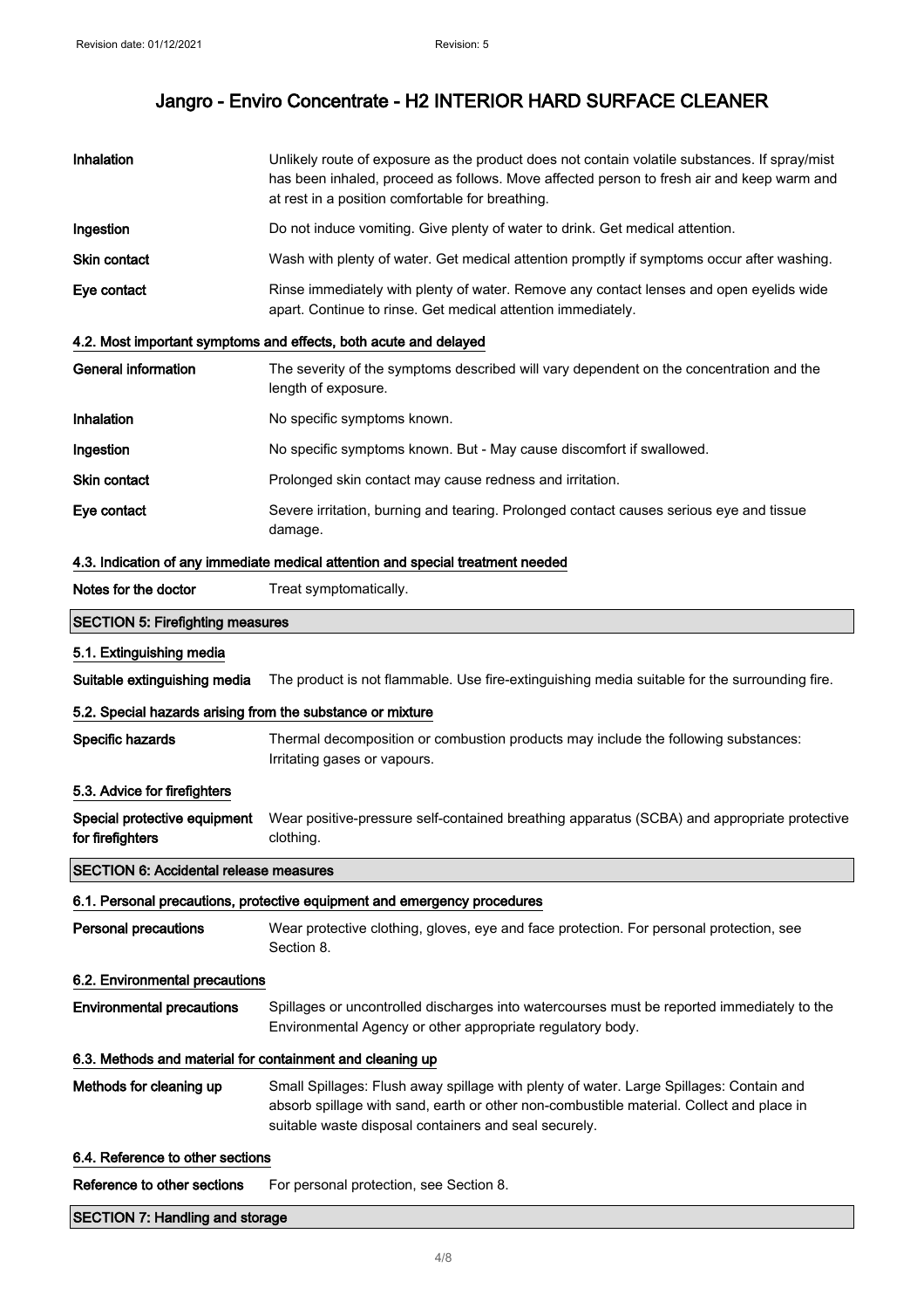| | |
|---|---|
| **Inhalation** | Unlikely route of exposure as the product does not contain volatile substances. If spray/mist has been inhaled, proceed as follows. Move affected person to fresh air and keep warm and at rest in a position comfortable for breathing. |
| **Ingestion** | Do not induce vomiting. Give plenty of water to drink. Get medical attention. |
| **Skin contact** | Wash with plenty of water. Get medical attention promptly if symptoms occur after washing. |
| **Eye contact** | Rinse immediately with plenty of water. Remove any contact lenses and open eyelids wide apart. Continue to rinse. Get medical attention immediately. |

#### 4.2. Most important symptoms and effects, both acute and delayed

| | |
|---|---|
| **General information** | The severity of the symptoms described will vary dependent on the concentration and the length of exposure. |
| **Inhalation** | No specific symptoms known. |
| **Ingestion** | No specific symptoms known. But - May cause discomfort if swallowed. |
| **Skin contact** | Prolonged skin contact may cause redness and irritation. |
| **Eye contact** | Severe irritation, burning and tearing. Prolonged contact causes serious eye and tissue damage. |

#### 4.3. Indication of any immediate medical attention and special treatment needed

| | |
|---|---|
| **Notes for the doctor** | Treat symptomatically. |

## SECTION 5: Firefighting measures

#### 5.1. Extinguishing media

| | |
|---|---|
| **Suitable extinguishing media** | The product is not flammable. Use fire-extinguishing media suitable for the surrounding fire. |

#### 5.2. Special hazards arising from the substance or mixture

| | |
|---|---|
| **Specific hazards** | Thermal decomposition or combustion products may include the following substances: Irritating gases or vapours. |

#### 5.3. Advice for firefighters

| | |
|---|---|
| **Special protective equipment for firefighters** | Wear positive-pressure self-contained breathing apparatus (SCBA) and appropriate protective clothing. |

## SECTION 6: Accidental release measures

#### 6.1. Personal precautions, protective equipment and emergency procedures

| | |
|---|---|
| **Personal precautions** | Wear protective clothing, gloves, eye and face protection. For personal protection, see Section 8. |

#### 6.2. Environmental precautions

| | |
|---|---|
| **Environmental precautions** | Spillages or uncontrolled discharges into watercourses must be reported immediately to the Environmental Agency or other appropriate regulatory body. |

#### 6.3. Methods and material for containment and cleaning up

| | |
|---|---|
| **Methods for cleaning up** | Small Spillages: Flush away spillage with plenty of water. Large Spillages: Contain and absorb spillage with sand, earth or other non-combustible material. Collect and place in suitable waste disposal containers and seal securely. |

#### 6.4. Reference to other sections

| | |
|---|---|
| **Reference to other sections** | For personal protection, see Section 8. |

## SECTION 7: Handling and storage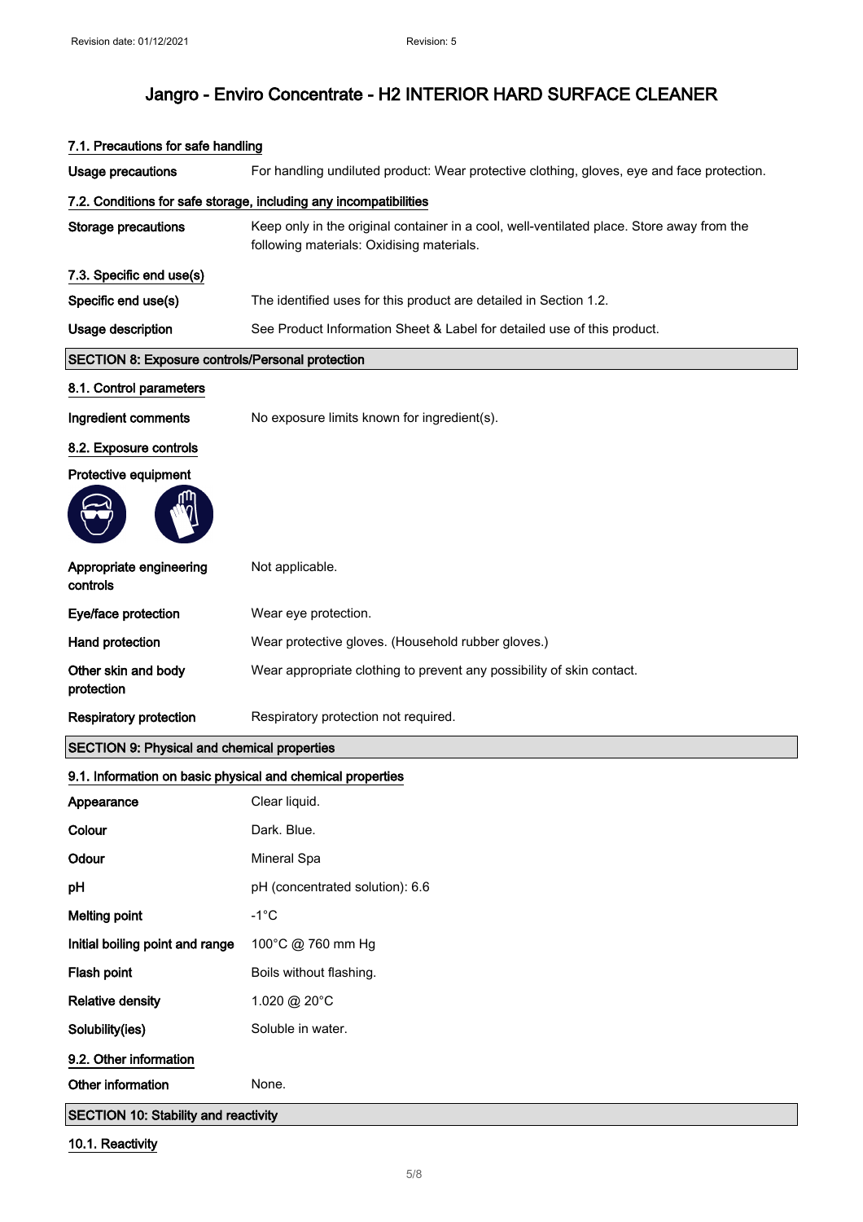### 7.1. Precautions for safe handling

| | |
|---|---|
| **Usage precautions** | For handling undiluted product: Wear protective clothing, gloves, eye and face protection. |

### 7.2. Conditions for safe storage, including any incompatibilities

| | |
|---|---|
| **Storage precautions** | Keep only in the original container in a cool, well-ventilated place. Store away from the following materials: Oxidising materials. |

### 7.3. Specific end use(s)

| | |
|---|---|
| **Specific end use(s)** | The identified uses for this product are detailed in Section 1.2. |
| **Usage description** | See Product Information Sheet & Label for detailed use of this product. |

## SECTION 8: Exposure controls/Personal protection

### 8.1. Control parameters

| | |
|---|---|
| **Ingredient comments** | No exposure limits known for ingredient(s). |

### 8.2. Exposure controls

**Protective equipment**

| | |
|---|---|
| **Appropriate engineering controls** | Not applicable. |
| **Eye/face protection** | Wear eye protection. |
| **Hand protection** | Wear protective gloves. (Household rubber gloves.) |
| **Other skin and body protection** | Wear appropriate clothing to prevent any possibility of skin contact. |
| **Respiratory protection** | Respiratory protection not required. |

## SECTION 9: Physical and chemical properties

### 9.1. Information on basic physical and chemical properties

| | |
|---|---|
| **Appearance** | Clear liquid. |
| **Colour** | Dark. Blue. |
| **Odour** | Mineral Spa |
| **pH** | pH (concentrated solution): 6.6 |
| **Melting point** | -1°C |
| **Initial boiling point and range** | 100°C @ 760 mm Hg |
| **Flash point** | Boils without flashing. |
| **Relative density** | 1.020 @ 20°C |
| **Solubility(ies)** | Soluble in water. |

### 9.2. Other information

| | |
|---|---|
| **Other information** | None. |

## SECTION 10: Stability and reactivity

### 10.1. Reactivity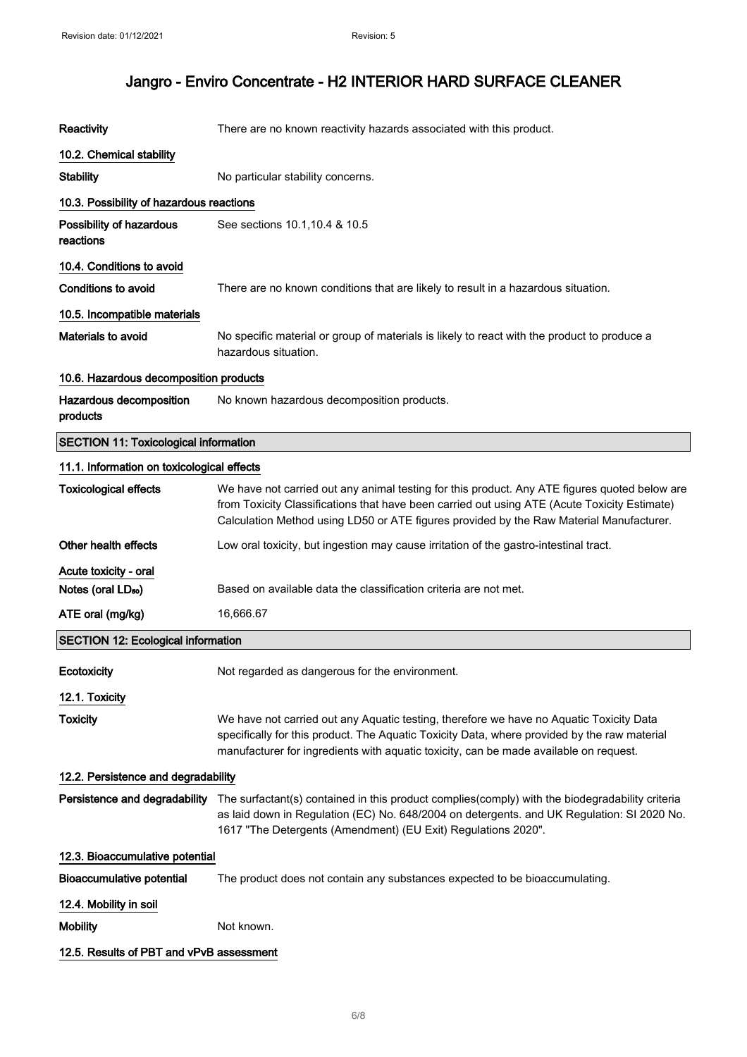| | |
|---|---|
| **Reactivity** | There are no known reactivity hazards associated with this product. |

### 10.2. Chemical stability

| | |
|---|---|
| **Stability** | No particular stability concerns. |

### 10.3. Possibility of hazardous reactions

| | |
|---|---|
| **Possibility of hazardous reactions** | See sections 10.1,10.4 & 10.5 |

### 10.4. Conditions to avoid

| | |
|---|---|
| **Conditions to avoid** | There are no known conditions that are likely to result in a hazardous situation. |

### 10.5. Incompatible materials

| | |
|---|---|
| **Materials to avoid** | No specific material or group of materials is likely to react with the product to produce a hazardous situation. |

### 10.6. Hazardous decomposition products

| | |
|---|---|
| **Hazardous decomposition products** | No known hazardous decomposition products. |

## SECTION 11: Toxicological information

### 11.1. Information on toxicological effects

| | |
|---|---|
| **Toxicological effects** | We have not carried out any animal testing for this product. Any ATE figures quoted below are from Toxicity Classifications that have been carried out using ATE (Acute Toxicity Estimate) Calculation Method using LD50 or ATE figures provided by the Raw Material Manufacturer. |
| **Other health effects** | Low oral toxicity, but ingestion may cause irritation of the gastro-intestinal tract. |

**Acute toxicity - oral**

| | |
|---|---|
| **Notes (oral $LD_{50}$)** | Based on available data the classification criteria are not met. |
| **ATE oral (mg/kg)** | 16,666.67 |

## SECTION 12: Ecological information

| | |
|---|---|
| **Ecotoxicity** | Not regarded as dangerous for the environment. |

### 12.1. Toxicity

| | |
|---|---|
| **Toxicity** | We have not carried out any Aquatic testing, therefore we have no Aquatic Toxicity Data specifically for this product. The Aquatic Toxicity Data, where provided by the raw material manufacturer for ingredients with aquatic toxicity, can be made available on request. |

### 12.2. Persistence and degradability

| | |
|---|---|
| **Persistence and degradability** | The surfactant(s) contained in this product complies(comply) with the biodegradability criteria as laid down in Regulation (EC) No. 648/2004 on detergents. and UK Regulation: SI 2020 No. 1617 "The Detergents (Amendment) (EU Exit) Regulations 2020". |

### 12.3. Bioaccumulative potential

| | |
|---|---|
| **Bioaccumulative potential** | The product does not contain any substances expected to be bioaccumulating. |

### 12.4. Mobility in soil

| | |
|---|---|
| **Mobility** | Not known. |

### 12.5. Results of PBT and vPvB assessment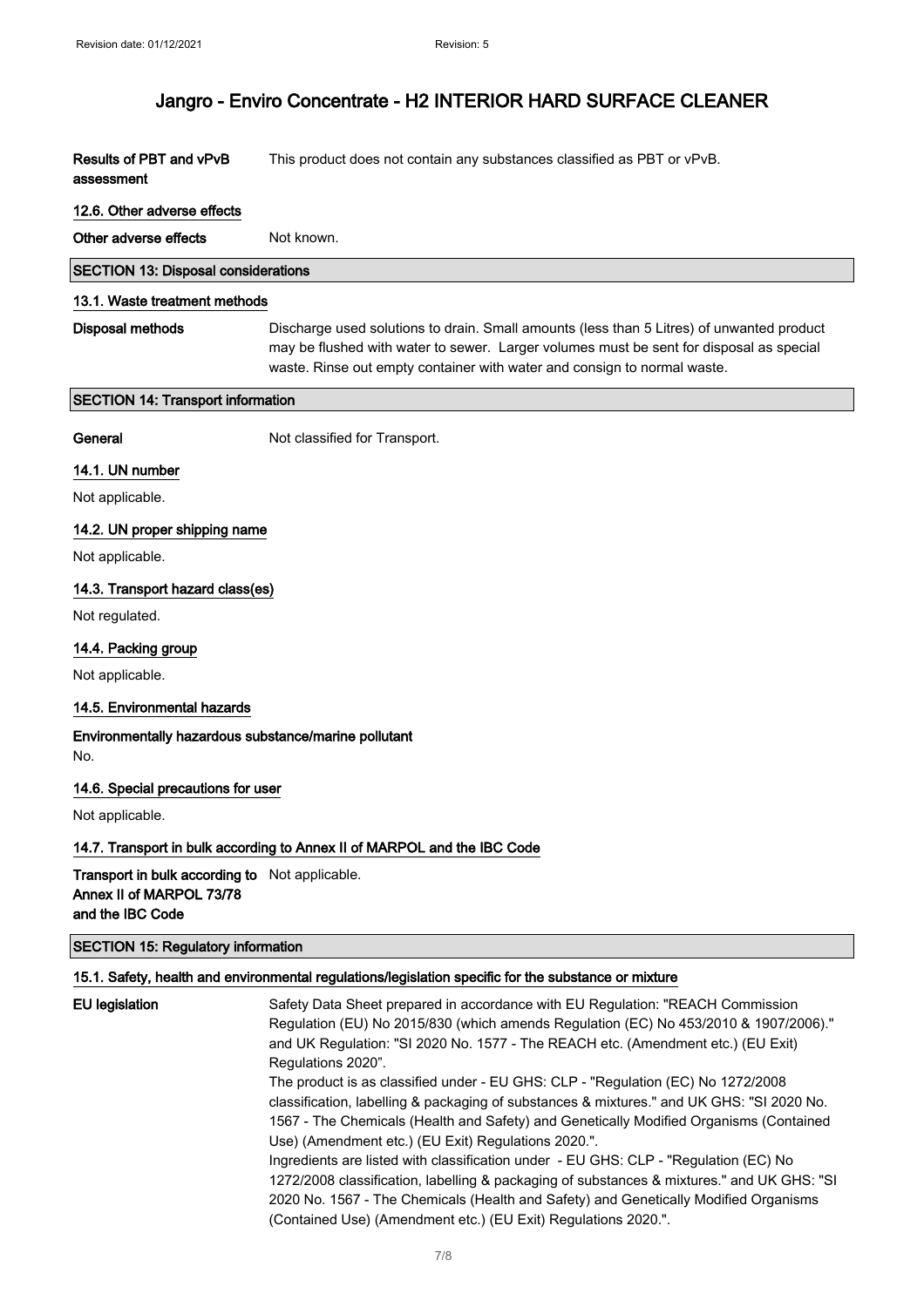**Results of PBT and vPvB assessment** This product does not contain any substances classified as PBT or vPvB.

#### 12.6. Other adverse effects

**Other adverse effects** Not known.

## SECTION 13: Disposal considerations

#### 13.1. Waste treatment methods

**Disposal methods** Discharge used solutions to drain. Small amounts (less than 5 Litres) of unwanted product may be flushed with water to sewer. Larger volumes must be sent for disposal as special waste. Rinse out empty container with water and consign to normal waste.

## SECTION 14: Transport information

**General** Not classified for Transport.

#### 14.1. UN number

Not applicable.

#### 14.2. UN proper shipping name

Not applicable.

#### 14.3. Transport hazard class(es)

Not regulated.

#### 14.4. Packing group

Not applicable.

#### 14.5. Environmental hazards

**Environmentally hazardous substance/marine pollutant**

No.

#### 14.6. Special precautions for user

Not applicable.

#### 14.7. Transport in bulk according to Annex II of MARPOL and the IBC Code

**Transport in bulk according to Annex II of MARPOL 73/78 and the IBC Code** Not applicable.

## SECTION 15: Regulatory information

#### 15.1. Safety, health and environmental regulations/legislation specific for the substance or mixture

**EU legislation** Safety Data Sheet prepared in accordance with EU Regulation: "REACH Commission Regulation (EU) No 2015/830 (which amends Regulation (EC) No 453/2010 & 1907/2006)." and UK Regulation: "SI 2020 No. 1577 - The REACH etc. (Amendment etc.) (EU Exit) Regulations 2020".

The product is as classified under - EU GHS: CLP - "Regulation (EC) No 1272/2008 classification, labelling & packaging of substances & mixtures." and UK GHS: "SI 2020 No. 1567 - The Chemicals (Health and Safety) and Genetically Modified Organisms (Contained Use) (Amendment etc.) (EU Exit) Regulations 2020.".

Ingredients are listed with classification under - EU GHS: CLP - "Regulation (EC) No 1272/2008 classification, labelling & packaging of substances & mixtures." and UK GHS: "SI 2020 No. 1567 - The Chemicals (Health and Safety) and Genetically Modified Organisms (Contained Use) (Amendment etc.) (EU Exit) Regulations 2020.".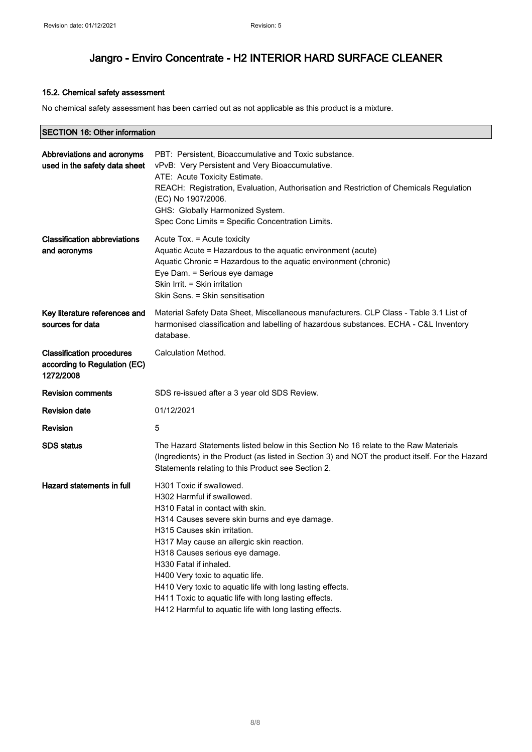# Jangro - Enviro Concentrate - H2 INTERIOR HARD SURFACE CLEANER

### 15.2. Chemical safety assessment

No chemical safety assessment has been carried out as not applicable as this product is a mixture.

## SECTION 16: Other information

| | |
|---|---|
| **Abbreviations and acronyms used in the safety data sheet** | PBT: Persistent, Bioaccumulative and Toxic substance.<br>vPvB: Very Persistent and Very Bioaccumulative.<br>ATE: Acute Toxicity Estimate.<br>REACH: Registration, Evaluation, Authorisation and Restriction of Chemicals Regulation (EC) No 1907/2006.<br>GHS: Globally Harmonized System.<br>Spec Conc Limits = Specific Concentration Limits. |
| **Classification abbreviations and acronyms** | Acute Tox. = Acute toxicity<br>Aquatic Acute = Hazardous to the aquatic environment (acute)<br>Aquatic Chronic = Hazardous to the aquatic environment (chronic)<br>Eye Dam. = Serious eye damage<br>Skin Irrit. = Skin irritation<br>Skin Sens. = Skin sensitisation |
| **Key literature references and sources for data** | Material Safety Data Sheet, Miscellaneous manufacturers. CLP Class - Table 3.1 List of harmonised classification and labelling of hazardous substances. ECHA - C&L Inventory database. |
| **Classification procedures according to Regulation (EC) 1272/2008** | Calculation Method. |
| **Revision comments** | SDS re-issued after a 3 year old SDS Review. |
| **Revision date** | 01/12/2021 |
| **Revision** | 5 |
| **SDS status** | The Hazard Statements listed below in this Section No 16 relate to the Raw Materials (Ingredients) in the Product (as listed in Section 3) and NOT the product itself. For the Hazard Statements relating to this Product see Section 2. |
| **Hazard statements in full** | H301 Toxic if swallowed.<br>H302 Harmful if swallowed.<br>H310 Fatal in contact with skin.<br>H314 Causes severe skin burns and eye damage.<br>H315 Causes skin irritation.<br>H317 May cause an allergic skin reaction.<br>H318 Causes serious eye damage.<br>H330 Fatal if inhaled.<br>H400 Very toxic to aquatic life.<br>H410 Very toxic to aquatic life with long lasting effects.<br>H411 Toxic to aquatic life with long lasting effects.<br>H412 Harmful to aquatic life with long lasting effects. |